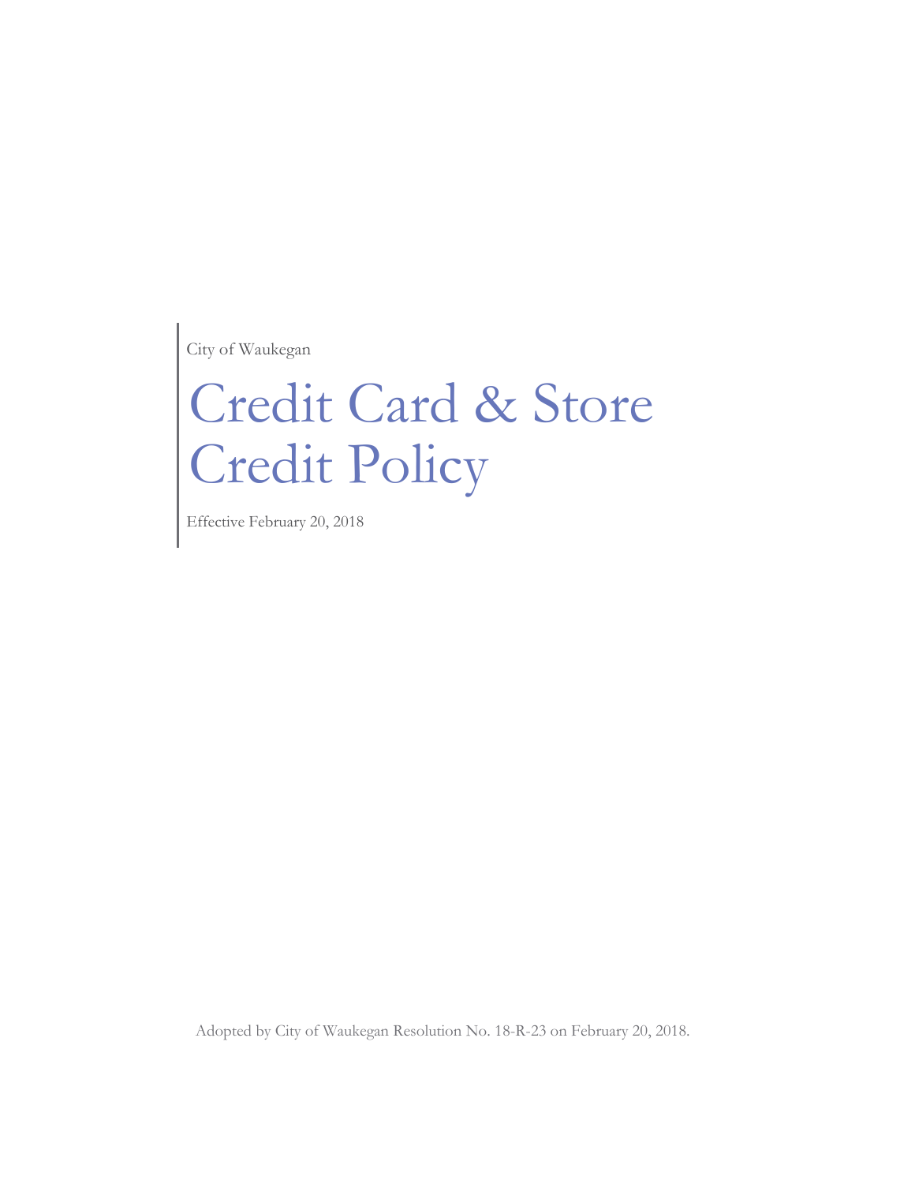City of Waukegan

# Credit Card & Store Credit Policy

Effective February 20, 2018

Adopted by City of Waukegan Resolution No. 18-R-23 on February 20, 2018.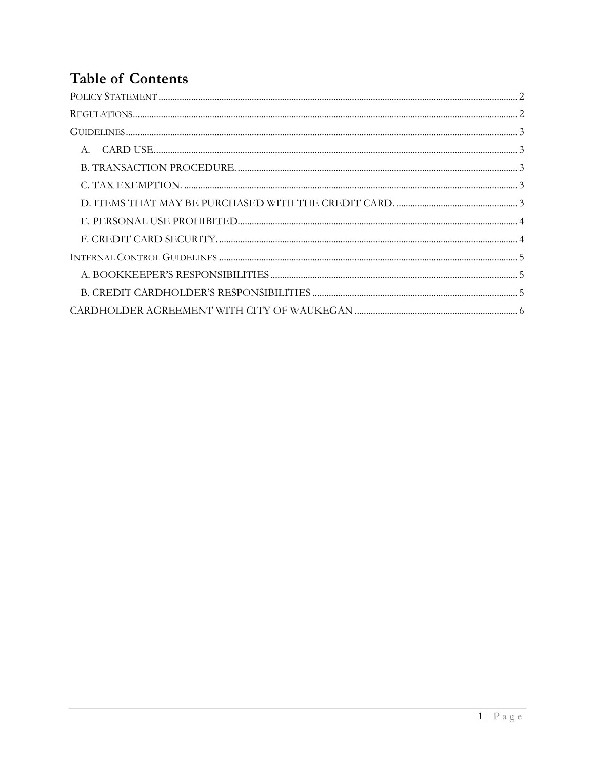# Table of Contents

POLICY STATEMENT .......... 2

REGULATIONS .......... 2

GUIDELINES .......... 3

- A. CARD USE. .......... 3
- B. TRANSACTION PROCEDURE. .......... 3
- C. TAX EXEMPTION. .......... 3
- D. ITEMS THAT MAY BE PURCHASED WITH THE CREDIT CARD. .......... 3
- E. PERSONAL USE PROHIBITED. .......... 4
- F. CREDIT CARD SECURITY. .......... 4

INTERNAL CONTROL GUIDELINES .......... 5

- A. BOOKKEEPER'S RESPONSIBILITIES .......... 5
- B. CREDIT CARDHOLDER'S RESPONSIBILITIES .......... 5

CARDHOLDER AGREEMENT WITH CITY OF WAUKEGAN .......... 6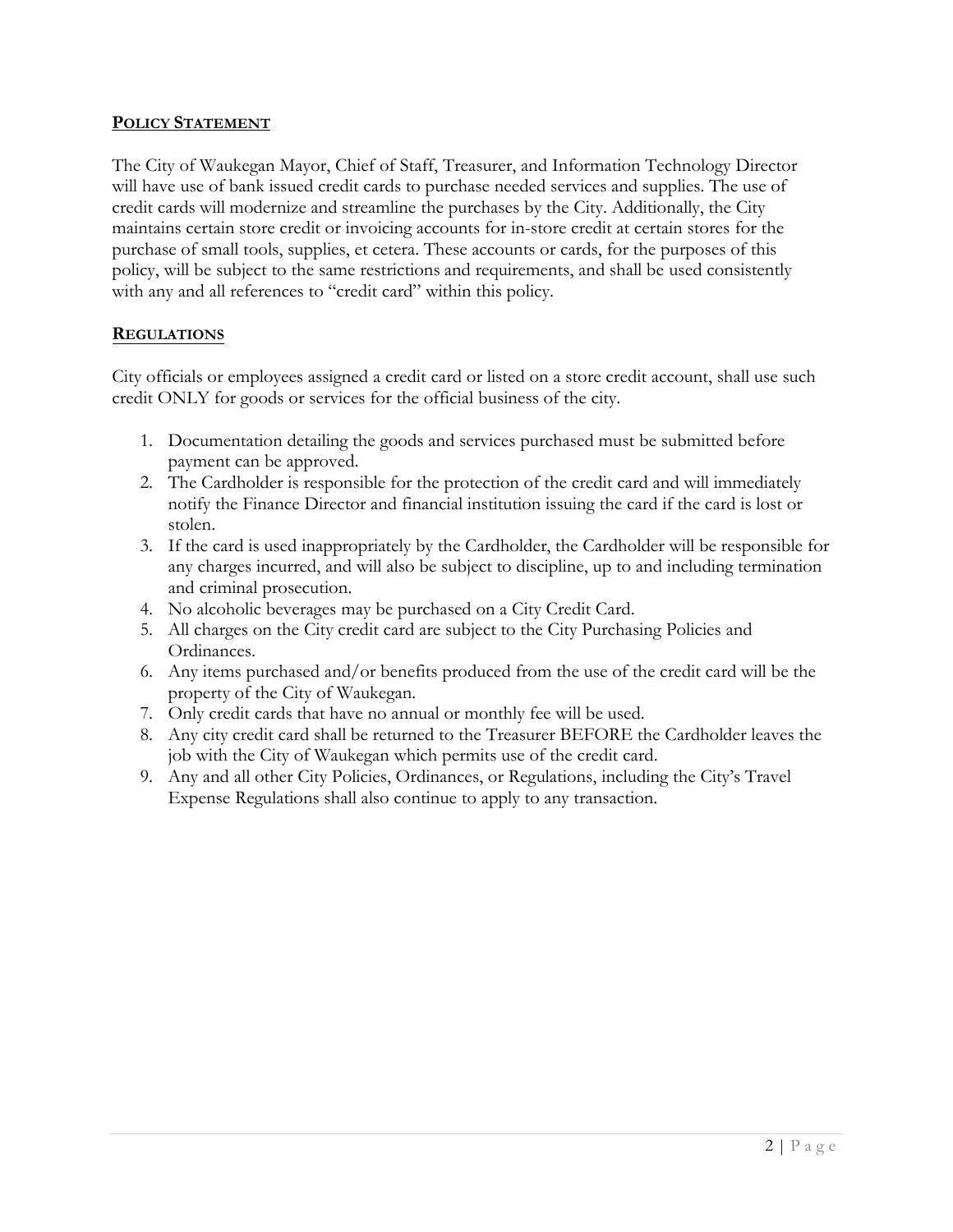## Policy Statement

The City of Waukegan Mayor, Chief of Staff, Treasurer, and Information Technology Director will have use of bank issued credit cards to purchase needed services and supplies. The use of credit cards will modernize and streamline the purchases by the City. Additionally, the City maintains certain store credit or invoicing accounts for in-store credit at certain stores for the purchase of small tools, supplies, et cetera. These accounts or cards, for the purposes of this policy, will be subject to the same restrictions and requirements, and shall be used consistently with any and all references to "credit card" within this policy.

## Regulations

City officials or employees assigned a credit card or listed on a store credit account, shall use such credit ONLY for goods or services for the official business of the city.

1. Documentation detailing the goods and services purchased must be submitted before payment can be approved.
2. The Cardholder is responsible for the protection of the credit card and will immediately notify the Finance Director and financial institution issuing the card if the card is lost or stolen.
3. If the card is used inappropriately by the Cardholder, the Cardholder will be responsible for any charges incurred, and will also be subject to discipline, up to and including termination and criminal prosecution.
4. No alcoholic beverages may be purchased on a City Credit Card.
5. All charges on the City credit card are subject to the City Purchasing Policies and Ordinances.
6. Any items purchased and/or benefits produced from the use of the credit card will be the property of the City of Waukegan.
7. Only credit cards that have no annual or monthly fee will be used.
8. Any city credit card shall be returned to the Treasurer BEFORE the Cardholder leaves the job with the City of Waukegan which permits use of the credit card.
9. Any and all other City Policies, Ordinances, or Regulations, including the City's Travel Expense Regulations shall also continue to apply to any transaction.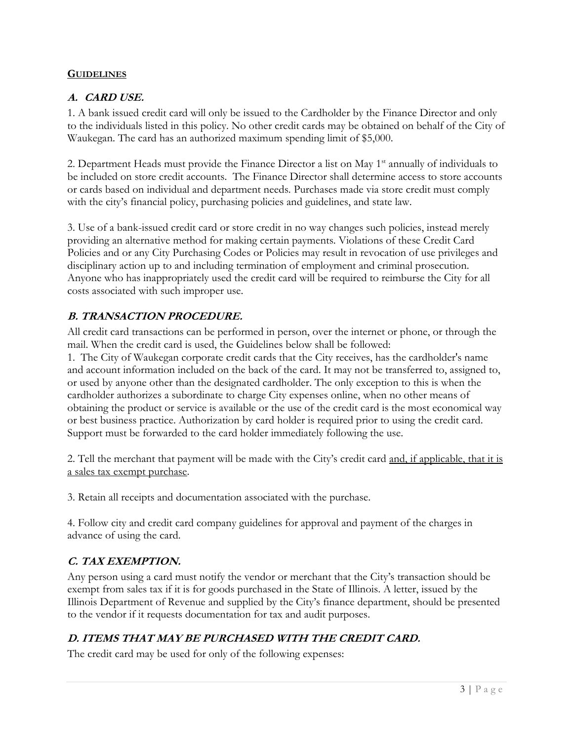## GUIDELINES

### *A. CARD USE.*

1. A bank issued credit card will only be issued to the Cardholder by the Finance Director and only to the individuals listed in this policy. No other credit cards may be obtained on behalf of the City of Waukegan. The card has an authorized maximum spending limit of $5,000.

2. Department Heads must provide the Finance Director a list on May 1st annually of individuals to be included on store credit accounts. The Finance Director shall determine access to store accounts or cards based on individual and department needs. Purchases made via store credit must comply with the city's financial policy, purchasing policies and guidelines, and state law.

3. Use of a bank-issued credit card or store credit in no way changes such policies, instead merely providing an alternative method for making certain payments. Violations of these Credit Card Policies and or any City Purchasing Codes or Policies may result in revocation of use privileges and disciplinary action up to and including termination of employment and criminal prosecution. Anyone who has inappropriately used the credit card will be required to reimburse the City for all costs associated with such improper use.

### *B. TRANSACTION PROCEDURE.*

All credit card transactions can be performed in person, over the internet or phone, or through the mail. When the credit card is used, the Guidelines below shall be followed:

1. The City of Waukegan corporate credit cards that the City receives, has the cardholder's name and account information included on the back of the card. It may not be transferred to, assigned to, or used by anyone other than the designated cardholder. The only exception to this is when the cardholder authorizes a subordinate to charge City expenses online, when no other means of obtaining the product or service is available or the use of the credit card is the most economical way or best business practice. Authorization by card holder is required prior to using the credit card. Support must be forwarded to the card holder immediately following the use.

2. Tell the merchant that payment will be made with the City's credit card <u>and, if applicable, that it is a sales tax exempt purchase</u>.

3. Retain all receipts and documentation associated with the purchase.

4. Follow city and credit card company guidelines for approval and payment of the charges in advance of using the card.

### *C. TAX EXEMPTION.*

Any person using a card must notify the vendor or merchant that the City's transaction should be exempt from sales tax if it is for goods purchased in the State of Illinois. A letter, issued by the Illinois Department of Revenue and supplied by the City's finance department, should be presented to the vendor if it requests documentation for tax and audit purposes.

### *D. ITEMS THAT MAY BE PURCHASED WITH THE CREDIT CARD.*

The credit card may be used for only of the following expenses: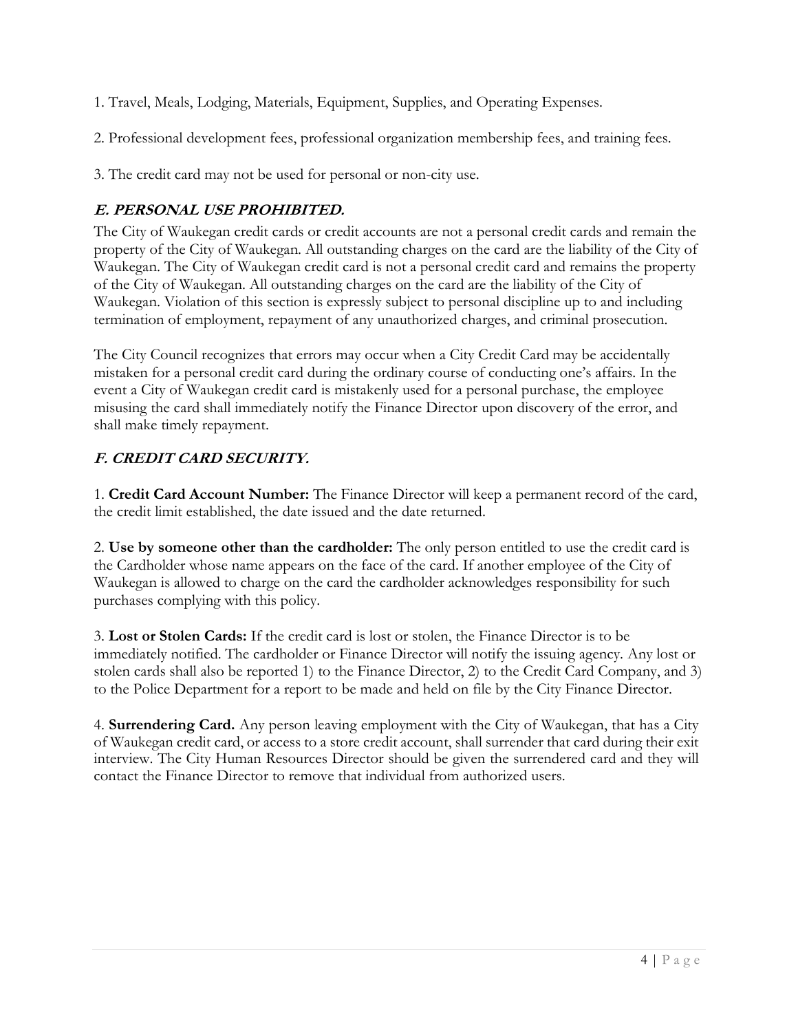1. Travel, Meals, Lodging, Materials, Equipment, Supplies, and Operating Expenses.

2. Professional development fees, professional organization membership fees, and training fees.

3. The credit card may not be used for personal or non-city use.

### *E. PERSONAL USE PROHIBITED.*

The City of Waukegan credit cards or credit accounts are not a personal credit cards and remain the property of the City of Waukegan. All outstanding charges on the card are the liability of the City of Waukegan. The City of Waukegan credit card is not a personal credit card and remains the property of the City of Waukegan. All outstanding charges on the card are the liability of the City of Waukegan. Violation of this section is expressly subject to personal discipline up to and including termination of employment, repayment of any unauthorized charges, and criminal prosecution.

The City Council recognizes that errors may occur when a City Credit Card may be accidentally mistaken for a personal credit card during the ordinary course of conducting one's affairs. In the event a City of Waukegan credit card is mistakenly used for a personal purchase, the employee misusing the card shall immediately notify the Finance Director upon discovery of the error, and shall make timely repayment.

### *F. CREDIT CARD SECURITY.*

1. **Credit Card Account Number:** The Finance Director will keep a permanent record of the card, the credit limit established, the date issued and the date returned.

2. **Use by someone other than the cardholder:** The only person entitled to use the credit card is the Cardholder whose name appears on the face of the card. If another employee of the City of Waukegan is allowed to charge on the card the cardholder acknowledges responsibility for such purchases complying with this policy.

3. **Lost or Stolen Cards:** If the credit card is lost or stolen, the Finance Director is to be immediately notified. The cardholder or Finance Director will notify the issuing agency. Any lost or stolen cards shall also be reported 1) to the Finance Director, 2) to the Credit Card Company, and 3) to the Police Department for a report to be made and held on file by the City Finance Director.

4. **Surrendering Card.** Any person leaving employment with the City of Waukegan, that has a City of Waukegan credit card, or access to a store credit account, shall surrender that card during their exit interview. The City Human Resources Director should be given the surrendered card and they will contact the Finance Director to remove that individual from authorized users.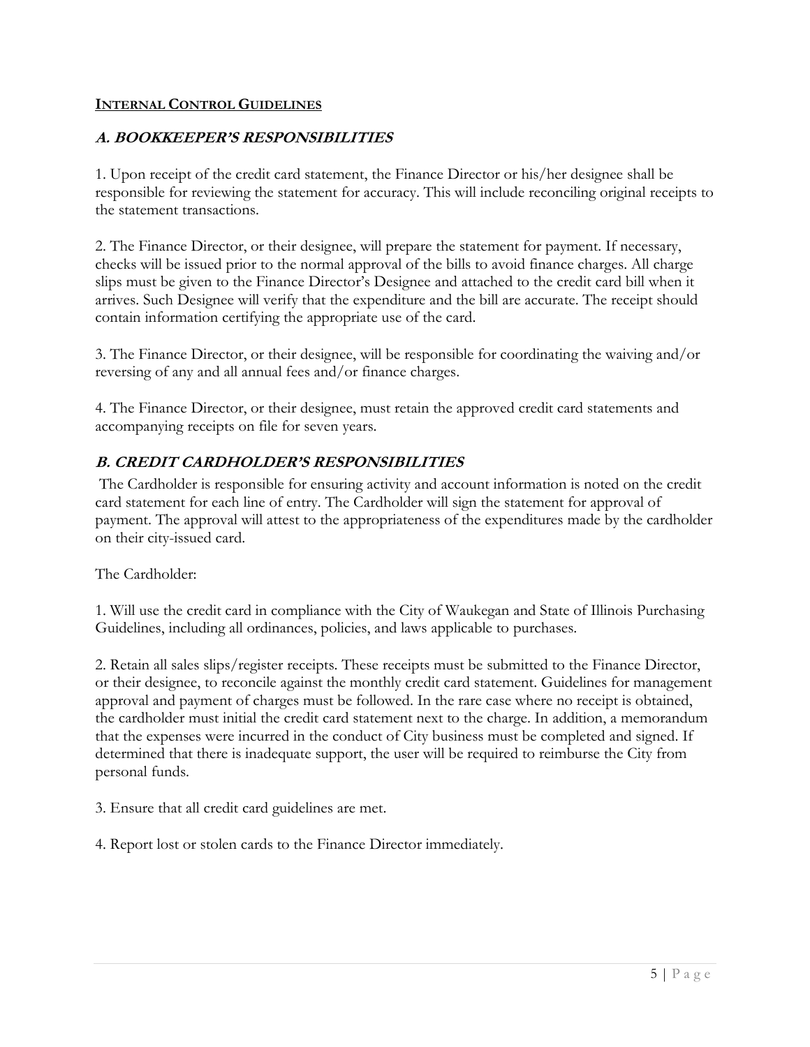## INTERNAL CONTROL GUIDELINES

### *A. BOOKKEEPER'S RESPONSIBILITIES*

1. Upon receipt of the credit card statement, the Finance Director or his/her designee shall be responsible for reviewing the statement for accuracy. This will include reconciling original receipts to the statement transactions.

2. The Finance Director, or their designee, will prepare the statement for payment. If necessary, checks will be issued prior to the normal approval of the bills to avoid finance charges. All charge slips must be given to the Finance Director's Designee and attached to the credit card bill when it arrives. Such Designee will verify that the expenditure and the bill are accurate. The receipt should contain information certifying the appropriate use of the card.

3. The Finance Director, or their designee, will be responsible for coordinating the waiving and/or reversing of any and all annual fees and/or finance charges.

4. The Finance Director, or their designee, must retain the approved credit card statements and accompanying receipts on file for seven years.

### *B. CREDIT CARDHOLDER'S RESPONSIBILITIES*

The Cardholder is responsible for ensuring activity and account information is noted on the credit card statement for each line of entry. The Cardholder will sign the statement for approval of payment. The approval will attest to the appropriateness of the expenditures made by the cardholder on their city-issued card.

The Cardholder:

1. Will use the credit card in compliance with the City of Waukegan and State of Illinois Purchasing Guidelines, including all ordinances, policies, and laws applicable to purchases.

2. Retain all sales slips/register receipts. These receipts must be submitted to the Finance Director, or their designee, to reconcile against the monthly credit card statement. Guidelines for management approval and payment of charges must be followed. In the rare case where no receipt is obtained, the cardholder must initial the credit card statement next to the charge. In addition, a memorandum that the expenses were incurred in the conduct of City business must be completed and signed. If determined that there is inadequate support, the user will be required to reimburse the City from personal funds.

3. Ensure that all credit card guidelines are met.

4. Report lost or stolen cards to the Finance Director immediately.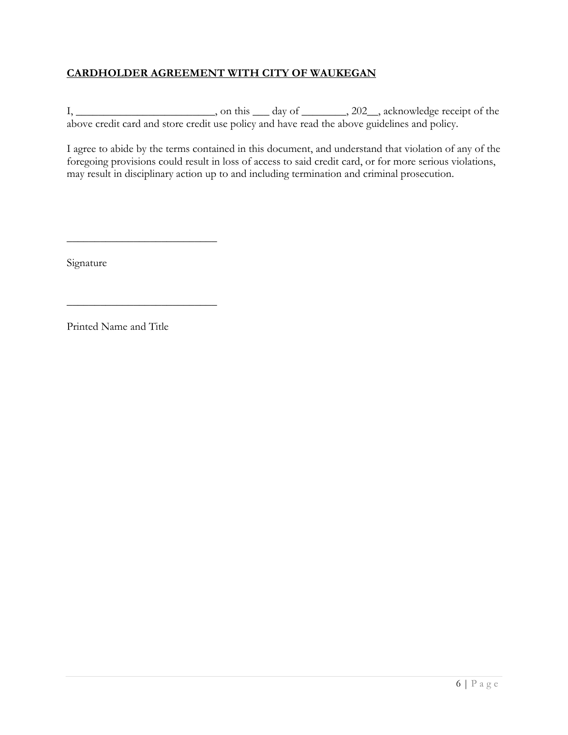## CARDHOLDER AGREEMENT WITH CITY OF WAUKEGAN

I, _________________________, on this ___ day of ________, 202__, acknowledge receipt of the above credit card and store credit use policy and have read the above guidelines and policy.

I agree to abide by the terms contained in this document, and understand that violation of any of the foregoing provisions could result in loss of access to said credit card, or for more serious violations, may result in disciplinary action up to and including termination and criminal prosecution.

___________________________

Signature

___________________________

Printed Name and Title